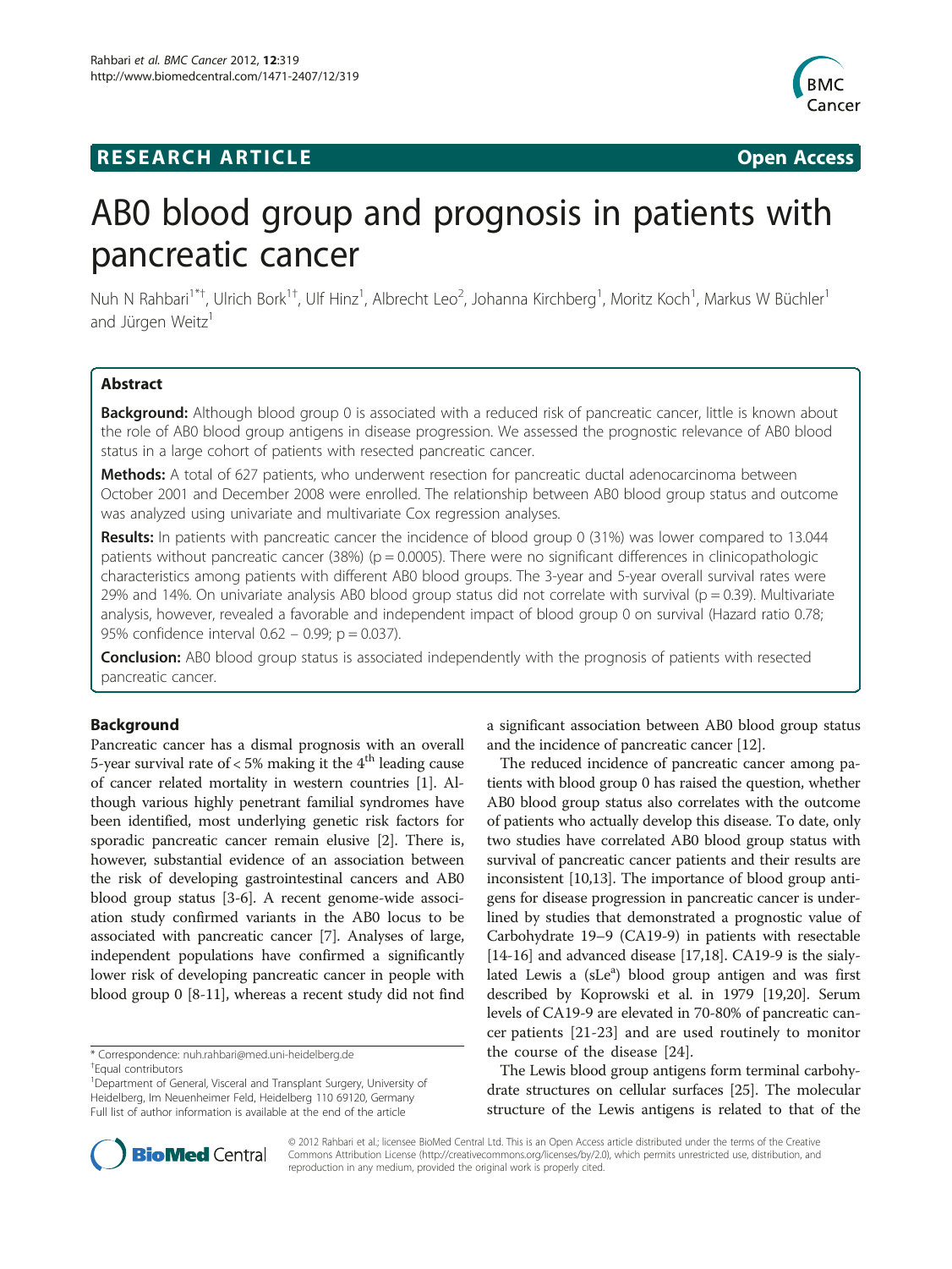RESEARCH ARTICLE **Open Access**

# AB0 blood group and prognosis in patients with pancreatic cancer

Nuh N Rahbari[1*†], Ulrich Bork[1†], Ulf Hinz[1], Albrecht Leo[2], Johanna Kirchberg[1], Moritz Koch[1], Markus W Büchler[1] and Jürgen Weitz[1]

## Abstract

**Background:** Although blood group 0 is associated with a reduced risk of pancreatic cancer, little is known about the role of AB0 blood group antigens in disease progression. We assessed the prognostic relevance of AB0 blood status in a large cohort of patients with resected pancreatic cancer.

**Methods:** A total of 627 patients, who underwent resection for pancreatic ductal adenocarcinoma between October 2001 and December 2008 were enrolled. The relationship between AB0 blood group status and outcome was analyzed using univariate and multivariate Cox regression analyses.

**Results:** In patients with pancreatic cancer the incidence of blood group 0 (31%) was lower compared to 13.044 patients without pancreatic cancer (38%) ($p = 0.0005$). There were no significant differences in clinicopathologic characteristics among patients with different AB0 blood groups. The 3-year and 5-year overall survival rates were 29% and 14%. On univariate analysis AB0 blood group status did not correlate with survival ($p = 0.39$). Multivariate analysis, however, revealed a favorable and independent impact of blood group 0 on survival (Hazard ratio 0.78; 95% confidence interval 0.62 – 0.99; $p = 0.037$).

**Conclusion:** AB0 blood group status is associated independently with the prognosis of patients with resected pancreatic cancer.

## Background

Pancreatic cancer has a dismal prognosis with an overall 5-year survival rate of < 5% making it the 4th leading cause of cancer related mortality in western countries [1]. Although various highly penetrant familial syndromes have been identified, most underlying genetic risk factors for sporadic pancreatic cancer remain elusive [2]. There is, however, substantial evidence of an association between the risk of developing gastrointestinal cancers and AB0 blood group status [3-6]. A recent genome-wide association study confirmed variants in the AB0 locus to be associated with pancreatic cancer [7]. Analyses of large, independent populations have confirmed a significantly lower risk of developing pancreatic cancer in people with blood group 0 [8-11], whereas a recent study did not find a significant association between AB0 blood group status and the incidence of pancreatic cancer [12].

The reduced incidence of pancreatic cancer among patients with blood group 0 has raised the question, whether AB0 blood group status also correlates with the outcome of patients who actually develop this disease. To date, only two studies have correlated AB0 blood group status with survival of pancreatic cancer patients and their results are inconsistent [10,13]. The importance of blood group antigens for disease progression in pancreatic cancer is underlined by studies that demonstrated a prognostic value of Carbohydrate 19–9 (CA19-9) in patients with resectable [14-16] and advanced disease [17,18]. CA19-9 is the sialylated Lewis a ($sLe^a$) blood group antigen and was first described by Koprowski et al. in 1979 [19,20]. Serum levels of CA19-9 are elevated in 70-80% of pancreatic cancer patients [21-23] and are used routinely to monitor the course of the disease [24].

The Lewis blood group antigens form terminal carbohydrate structures on cellular surfaces [25]. The molecular structure of the Lewis antigens is related to that of the

\* Correspondence: nuh.rahbari@med.uni-heidelberg.de
†Equal contributors
[1]Department of General, Visceral and Transplant Surgery, University of Heidelberg, Im Neuenheimer Feld, Heidelberg 110 69120, Germany
Full list of author information is available at the end of the article

© 2012 Rahbari et al.; licensee BioMed Central Ltd. This is an Open Access article distributed under the terms of the Creative Commons Attribution License (http://creativecommons.org/licenses/by/2.0), which permits unrestricted use, distribution, and reproduction in any medium, provided the original work is properly cited.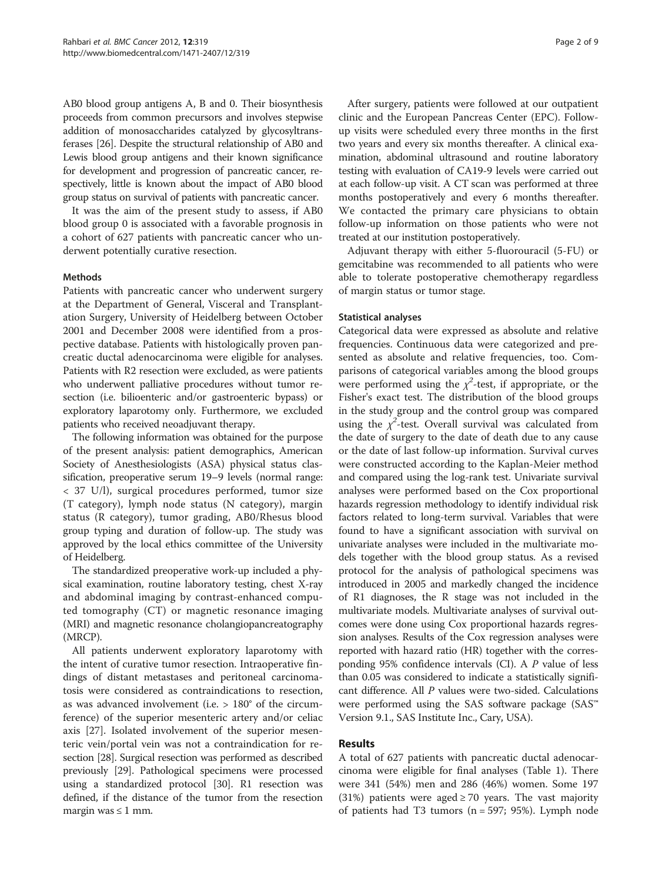AB0 blood group antigens A, B and 0. Their biosynthesis proceeds from common precursors and involves stepwise addition of monosaccharides catalyzed by glycosyltransferases [26]. Despite the structural relationship of AB0 and Lewis blood group antigens and their known significance for development and progression of pancreatic cancer, respectively, little is known about the impact of AB0 blood group status on survival of patients with pancreatic cancer.

It was the aim of the present study to assess, if AB0 blood group 0 is associated with a favorable prognosis in a cohort of 627 patients with pancreatic cancer who underwent potentially curative resection.

## Methods

Patients with pancreatic cancer who underwent surgery at the Department of General, Visceral and Transplantation Surgery, University of Heidelberg between October 2001 and December 2008 were identified from a prospective database. Patients with histologically proven pancreatic ductal adenocarcinoma were eligible for analyses. Patients with R2 resection were excluded, as were patients who underwent palliative procedures without tumor resection (i.e. bilioenteric and/or gastroenteric bypass) or exploratory laparotomy only. Furthermore, we excluded patients who received neoadjuvant therapy.

The following information was obtained for the purpose of the present analysis: patient demographics, American Society of Anesthesiologists (ASA) physical status classification, preoperative serum 19–9 levels (normal range: < 37 U/l), surgical procedures performed, tumor size (T category), lymph node status (N category), margin status (R category), tumor grading, AB0/Rhesus blood group typing and duration of follow-up. The study was approved by the local ethics committee of the University of Heidelberg.

The standardized preoperative work-up included a physical examination, routine laboratory testing, chest X-ray and abdominal imaging by contrast-enhanced computed tomography (CT) or magnetic resonance imaging (MRI) and magnetic resonance cholangiopancreatography (MRCP).

All patients underwent exploratory laparotomy with the intent of curative tumor resection. Intraoperative findings of distant metastases and peritoneal carcinomatosis were considered as contraindications to resection, as was advanced involvement (i.e. > 180° of the circumference) of the superior mesenteric artery and/or celiac axis [27]. Isolated involvement of the superior mesenteric vein/portal vein was not a contraindication for resection [28]. Surgical resection was performed as described previously [29]. Pathological specimens were processed using a standardized protocol [30]. R1 resection was defined, if the distance of the tumor from the resection margin was ≤ 1 mm.

After surgery, patients were followed at our outpatient clinic and the European Pancreas Center (EPC). Follow-up visits were scheduled every three months in the first two years and every six months thereafter. A clinical examination, abdominal ultrasound and routine laboratory testing with evaluation of CA19-9 levels were carried out at each follow-up visit. A CT scan was performed at three months postoperatively and every 6 months thereafter. We contacted the primary care physicians to obtain follow-up information on those patients who were not treated at our institution postoperatively.

Adjuvant therapy with either 5-fluorouracil (5-FU) or gemcitabine was recommended to all patients who were able to tolerate postoperative chemotherapy regardless of margin status or tumor stage.

### Statistical analyses

Categorical data were expressed as absolute and relative frequencies. Continuous data were categorized and presented as absolute and relative frequencies, too. Comparisons of categorical variables among the blood groups were performed using the $\chi^2$-test, if appropriate, or the Fisher's exact test. The distribution of the blood groups in the study group and the control group was compared using the $\chi^2$-test. Overall survival was calculated from the date of surgery to the date of death due to any cause or the date of last follow-up information. Survival curves were constructed according to the Kaplan-Meier method and compared using the log-rank test. Univariate survival analyses were performed based on the Cox proportional hazards regression methodology to identify individual risk factors related to long-term survival. Variables that were found to have a significant association with survival on univariate analyses were included in the multivariate models together with the blood group status. As a revised protocol for the analysis of pathological specimens was introduced in 2005 and markedly changed the incidence of R1 diagnoses, the R stage was not included in the multivariate models. Multivariate analyses of survival outcomes were done using Cox proportional hazards regression analyses. Results of the Cox regression analyses were reported with hazard ratio (HR) together with the corresponding 95% confidence intervals (CI). A *P* value of less than 0.05 was considered to indicate a statistically significant difference. All *P* values were two-sided. Calculations were performed using the SAS software package (SAS™ Version 9.1., SAS Institute Inc., Cary, USA).

## Results

A total of 627 patients with pancreatic ductal adenocarcinoma were eligible for final analyses (Table 1). There were 341 (54%) men and 286 (46%) women. Some 197 (31%) patients were aged ≥ 70 years. The vast majority of patients had T3 tumors (n = 597; 95%). Lymph node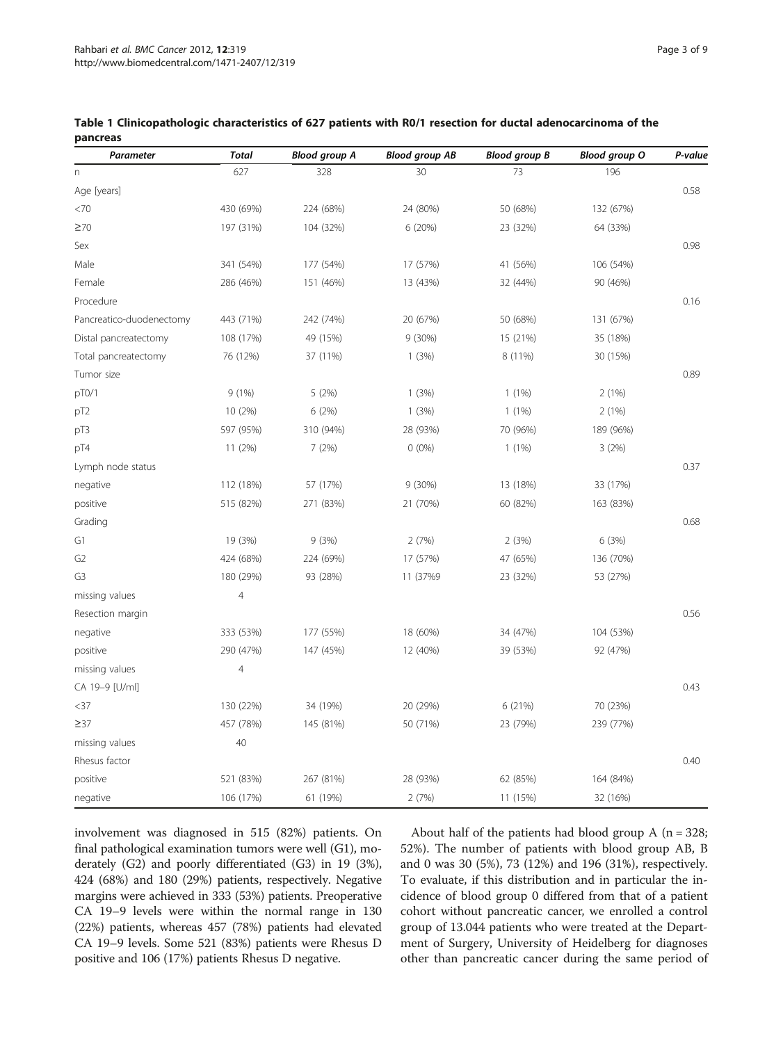**Table 1 Clinicopathologic characteristics of 627 patients with R0/1 resection for ductal adenocarcinoma of the pancreas**

| *Parameter* | *Total* | *Blood group A* | *Blood group AB* | *Blood group B* | *Blood group O* | *P-value* |
|---|---|---|---|---|---|---|
| n | 627 | 328 | 30 | 73 | 196 | |
| Age [years] | | | | | | 0.58 |
| <70 | 430 (69%) | 224 (68%) | 24 (80%) | 50 (68%) | 132 (67%) | |
| ≥70 | 197 (31%) | 104 (32%) | 6 (20%) | 23 (32%) | 64 (33%) | |
| Sex | | | | | | 0.98 |
| Male | 341 (54%) | 177 (54%) | 17 (57%) | 41 (56%) | 106 (54%) | |
| Female | 286 (46%) | 151 (46%) | 13 (43%) | 32 (44%) | 90 (46%) | |
| Procedure | | | | | | 0.16 |
| Pancreatico-duodenectomy | 443 (71%) | 242 (74%) | 20 (67%) | 50 (68%) | 131 (67%) | |
| Distal pancreatectomy | 108 (17%) | 49 (15%) | 9 (30%) | 15 (21%) | 35 (18%) | |
| Total pancreatectomy | 76 (12%) | 37 (11%) | 1 (3%) | 8 (11%) | 30 (15%) | |
| Tumor size | | | | | | 0.89 |
| pT0/1 | 9 (1%) | 5 (2%) | 1 (3%) | 1 (1%) | 2 (1%) | |
| pT2 | 10 (2%) | 6 (2%) | 1 (3%) | 1 (1%) | 2 (1%) | |
| pT3 | 597 (95%) | 310 (94%) | 28 (93%) | 70 (96%) | 189 (96%) | |
| pT4 | 11 (2%) | 7 (2%) | 0 (0%) | 1 (1%) | 3 (2%) | |
| Lymph node status | | | | | | 0.37 |
| negative | 112 (18%) | 57 (17%) | 9 (30%) | 13 (18%) | 33 (17%) | |
| positive | 515 (82%) | 271 (83%) | 21 (70%) | 60 (82%) | 163 (83%) | |
| Grading | | | | | | 0.68 |
| G1 | 19 (3%) | 9 (3%) | 2 (7%) | 2 (3%) | 6 (3%) | |
| G2 | 424 (68%) | 224 (69%) | 17 (57%) | 47 (65%) | 136 (70%) | |
| G3 | 180 (29%) | 93 (28%) | 11 (37%9 | 23 (32%) | 53 (27%) | |
| missing values | 4 | | | | | |
| Resection margin | | | | | | 0.56 |
| negative | 333 (53%) | 177 (55%) | 18 (60%) | 34 (47%) | 104 (53%) | |
| positive | 290 (47%) | 147 (45%) | 12 (40%) | 39 (53%) | 92 (47%) | |
| missing values | 4 | | | | | |
| CA 19–9 [U/ml] | | | | | | 0.43 |
| <37 | 130 (22%) | 34 (19%) | 20 (29%) | 6 (21%) | 70 (23%) | |
| ≥37 | 457 (78%) | 145 (81%) | 50 (71%) | 23 (79%) | 239 (77%) | |
| missing values | 40 | | | | | |
| Rhesus factor | | | | | | 0.40 |
| positive | 521 (83%) | 267 (81%) | 28 (93%) | 62 (85%) | 164 (84%) | |
| negative | 106 (17%) | 61 (19%) | 2 (7%) | 11 (15%) | 32 (16%) | |

involvement was diagnosed in 515 (82%) patients. On final pathological examination tumors were well (G1), moderately (G2) and poorly differentiated (G3) in 19 (3%), 424 (68%) and 180 (29%) patients, respectively. Negative margins were achieved in 333 (53%) patients. Preoperative CA 19–9 levels were within the normal range in 130 (22%) patients, whereas 457 (78%) patients had elevated CA 19–9 levels. Some 521 (83%) patients were Rhesus D positive and 106 (17%) patients Rhesus D negative.

About half of the patients had blood group A (n = 328; 52%). The number of patients with blood group AB, B and 0 was 30 (5%), 73 (12%) and 196 (31%), respectively. To evaluate, if this distribution and in particular the incidence of blood group 0 differed from that of a patient cohort without pancreatic cancer, we enrolled a control group of 13.044 patients who were treated at the Department of Surgery, University of Heidelberg for diagnoses other than pancreatic cancer during the same period of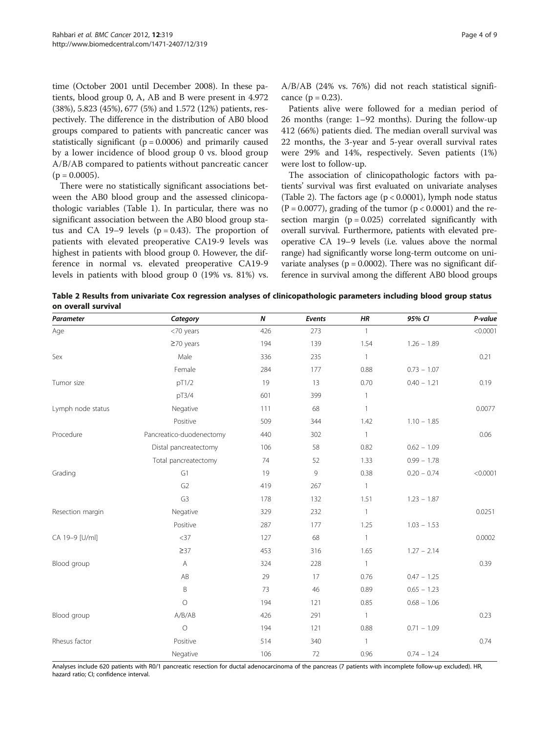time (October 2001 until December 2008). In these patients, blood group 0, A, AB and B were present in 4.972 (38%), 5.823 (45%), 677 (5%) and 1.572 (12%) patients, respectively. The difference in the distribution of AB0 blood groups compared to patients with pancreatic cancer was statistically significant ($p = 0.0006$) and primarily caused by a lower incidence of blood group 0 vs. blood group A/B/AB compared to patients without pancreatic cancer ($p = 0.0005$).

There were no statistically significant associations between the AB0 blood group and the assessed clinicopathologic variables (Table 1). In particular, there was no significant association between the AB0 blood group status and CA 19–9 levels ($p = 0.43$). The proportion of patients with elevated preoperative CA19-9 levels was highest in patients with blood group 0. However, the difference in normal vs. elevated preoperative CA19-9 levels in patients with blood group 0 (19% vs. 81%) vs. A/B/AB (24% vs. 76%) did not reach statistical significance ($p = 0.23$).

Patients alive were followed for a median period of 26 months (range: 1–92 months). During the follow-up 412 (66%) patients died. The median overall survival was 22 months, the 3-year and 5-year overall survival rates were 29% and 14%, respectively. Seven patients (1%) were lost to follow-up.

The association of clinicopathologic factors with patients' survival was first evaluated on univariate analyses (Table 2). The factors age ($p < 0.0001$), lymph node status ($P = 0.0077$), grading of the tumor ($p < 0.0001$) and the resection margin ($p = 0.025$) correlated significantly with overall survival. Furthermore, patients with elevated preoperative CA 19–9 levels (i.e. values above the normal range) had significantly worse long-term outcome on univariate analyses ($p = 0.0002$). There was no significant difference in survival among the different AB0 blood groups

**Table 2 Results from univariate Cox regression analyses of clinicopathologic parameters including blood group status on overall survival**

| *Parameter* | *Category* | *N* | *Events* | *HR* | *95% CI* | *P-value* |
|---|---|---|---|---|---|---|
| Age | <70 years | 426 | 273 | 1 | | <0.0001 |
| | ≥70 years | 194 | 139 | 1.54 | 1.26 – 1.89 | |
| Sex | Male | 336 | 235 | 1 | | 0.21 |
| | Female | 284 | 177 | 0.88 | 0.73 – 1.07 | |
| Tumor size | pT1/2 | 19 | 13 | 0.70 | 0.40 – 1.21 | 0.19 |
| | pT3/4 | 601 | 399 | 1 | | |
| Lymph node status | Negative | 111 | 68 | 1 | | 0.0077 |
| | Positive | 509 | 344 | 1.42 | 1.10 – 1.85 | |
| Procedure | Pancreatico-duodenectomy | 440 | 302 | 1 | | 0.06 |
| | Distal pancreatectomy | 106 | 58 | 0.82 | 0.62 – 1.09 | |
| | Total pancreatectomy | 74 | 52 | 1.33 | 0.99 – 1.78 | |
| Grading | G1 | 19 | 9 | 0.38 | 0.20 – 0.74 | <0.0001 |
| | G2 | 419 | 267 | 1 | | |
| | G3 | 178 | 132 | 1.51 | 1.23 – 1.87 | |
| Resection margin | Negative | 329 | 232 | 1 | | 0.0251 |
| | Positive | 287 | 177 | 1.25 | 1.03 – 1.53 | |
| CA 19–9 [U/ml] | <37 | 127 | 68 | 1 | | 0.0002 |
| | ≥37 | 453 | 316 | 1.65 | 1.27 – 2.14 | |
| Blood group | A | 324 | 228 | 1 | | 0.39 |
| | AB | 29 | 17 | 0.76 | 0.47 – 1.25 | |
| | B | 73 | 46 | 0.89 | 0.65 – 1.23 | |
| | O | 194 | 121 | 0.85 | 0.68 – 1.06 | |
| Blood group | A/B/AB | 426 | 291 | 1 | | 0.23 |
| | O | 194 | 121 | 0.88 | 0.71 – 1.09 | |
| Rhesus factor | Positive | 514 | 340 | 1 | | 0.74 |
| | Negative | 106 | 72 | 0.96 | 0.74 – 1.24 | |

Analyses include 620 patients with R0/1 pancreatic resection for ductal adenocarcinoma of the pancreas (7 patients with incomplete follow-up excluded). HR, hazard ratio; CI; confidence interval.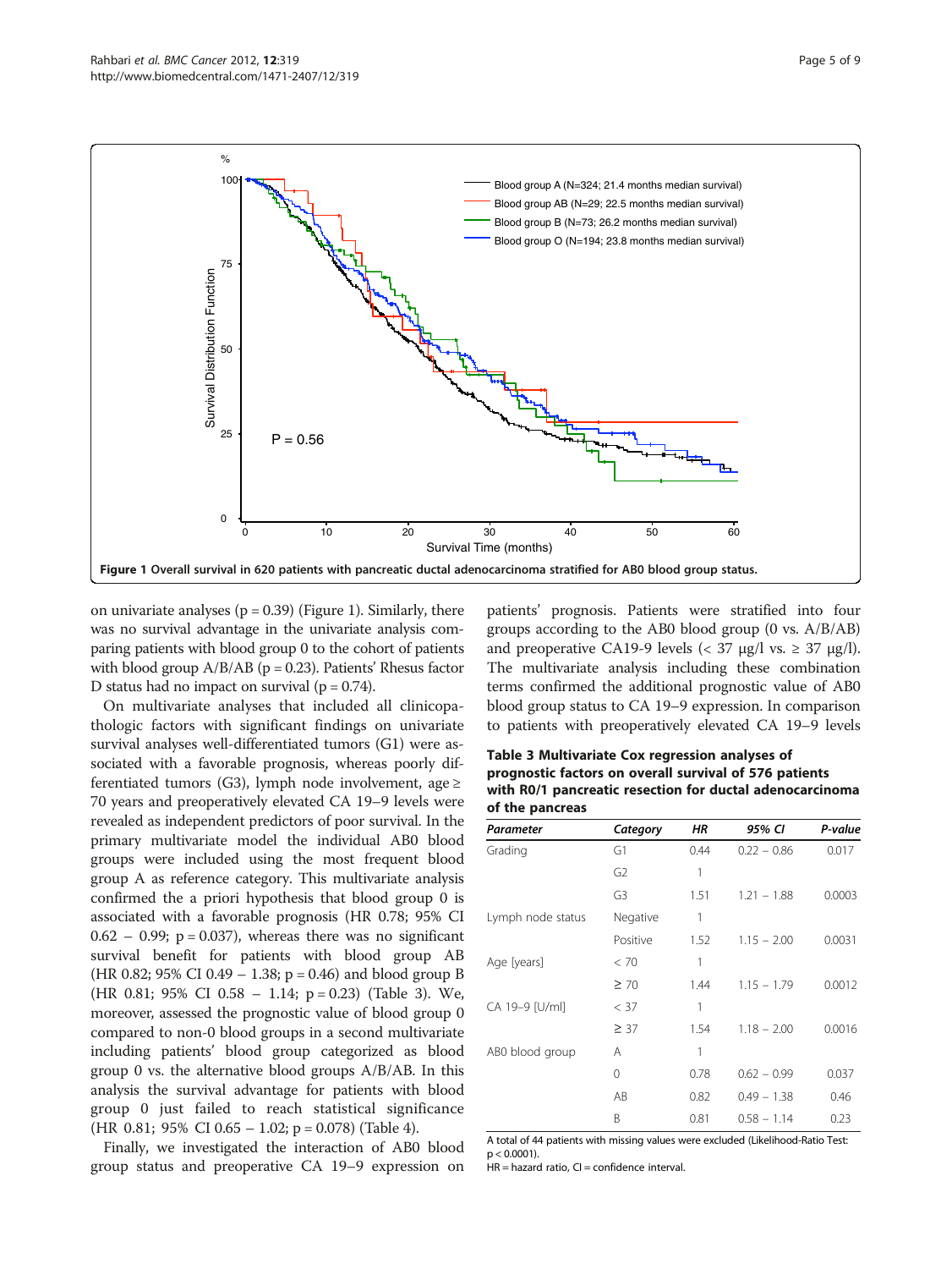Figure 1 Overall survival in 620 patients with pancreatic ductal adenocarcinoma stratified for AB0 blood group status.

on univariate analyses (p = 0.39) (Figure 1). Similarly, there was no survival advantage in the univariate analysis comparing patients with blood group 0 to the cohort of patients with blood group A/B/AB (p = 0.23). Patients' Rhesus factor D status had no impact on survival (p = 0.74).

On multivariate analyses that included all clinicopathologic factors with significant findings on univariate survival analyses well-differentiated tumors (G1) were associated with a favorable prognosis, whereas poorly differentiated tumors (G3), lymph node involvement, age ≥ 70 years and preoperatively elevated CA 19–9 levels were revealed as independent predictors of poor survival. In the primary multivariate model the individual AB0 blood groups were included using the most frequent blood group A as reference category. This multivariate analysis confirmed the a priori hypothesis that blood group 0 is associated with a favorable prognosis (HR 0.78; 95% CI 0.62 – 0.99; p = 0.037), whereas there was no significant survival benefit for patients with blood group AB (HR 0.82; 95% CI 0.49 – 1.38; p = 0.46) and blood group B (HR 0.81; 95% CI 0.58 – 1.14; p = 0.23) (Table 3). We, moreover, assessed the prognostic value of blood group 0 compared to non-0 blood groups in a second multivariate including patients' blood group categorized as blood group 0 vs. the alternative blood groups A/B/AB. In this analysis the survival advantage for patients with blood group 0 just failed to reach statistical significance (HR 0.81; 95% CI 0.65 – 1.02; p = 0.078) (Table 4).

Finally, we investigated the interaction of AB0 blood group status and preoperative CA 19–9 expression on patients' prognosis. Patients were stratified into four groups according to the AB0 blood group (0 vs. A/B/AB) and preoperative CA19-9 levels (< 37 μg/l vs. ≥ 37 μg/l). The multivariate analysis including these combination terms confirmed the additional prognostic value of AB0 blood group status to CA 19–9 expression. In comparison to patients with preoperatively elevated CA 19–9 levels

**Table 3 Multivariate Cox regression analyses of prognostic factors on overall survival of 576 patients with R0/1 pancreatic resection for ductal adenocarcinoma of the pancreas**

| *Parameter* | *Category* | *HR* | *95% CI* | *P-value* |
|---|---|---|---|---|
| Grading | G1 | 0.44 | 0.22 – 0.86 | 0.017 |
| | G2 | 1 | | |
| | G3 | 1.51 | 1.21 – 1.88 | 0.0003 |
| Lymph node status | Negative | 1 | | |
| | Positive | 1.52 | 1.15 – 2.00 | 0.0031 |
| Age [years] | < 70 | 1 | | |
| | ≥ 70 | 1.44 | 1.15 – 1.79 | 0.0012 |
| CA 19–9 [U/ml] | < 37 | 1 | | |
| | ≥ 37 | 1.54 | 1.18 – 2.00 | 0.0016 |
| AB0 blood group | A | 1 | | |
| | 0 | 0.78 | 0.62 – 0.99 | 0.037 |
| | AB | 0.82 | 0.49 – 1.38 | 0.46 |
| | B | 0.81 | 0.58 – 1.14 | 0.23 |

A total of 44 patients with missing values were excluded (Likelihood-Ratio Test: p < 0.0001).
HR = hazard ratio, CI = confidence interval.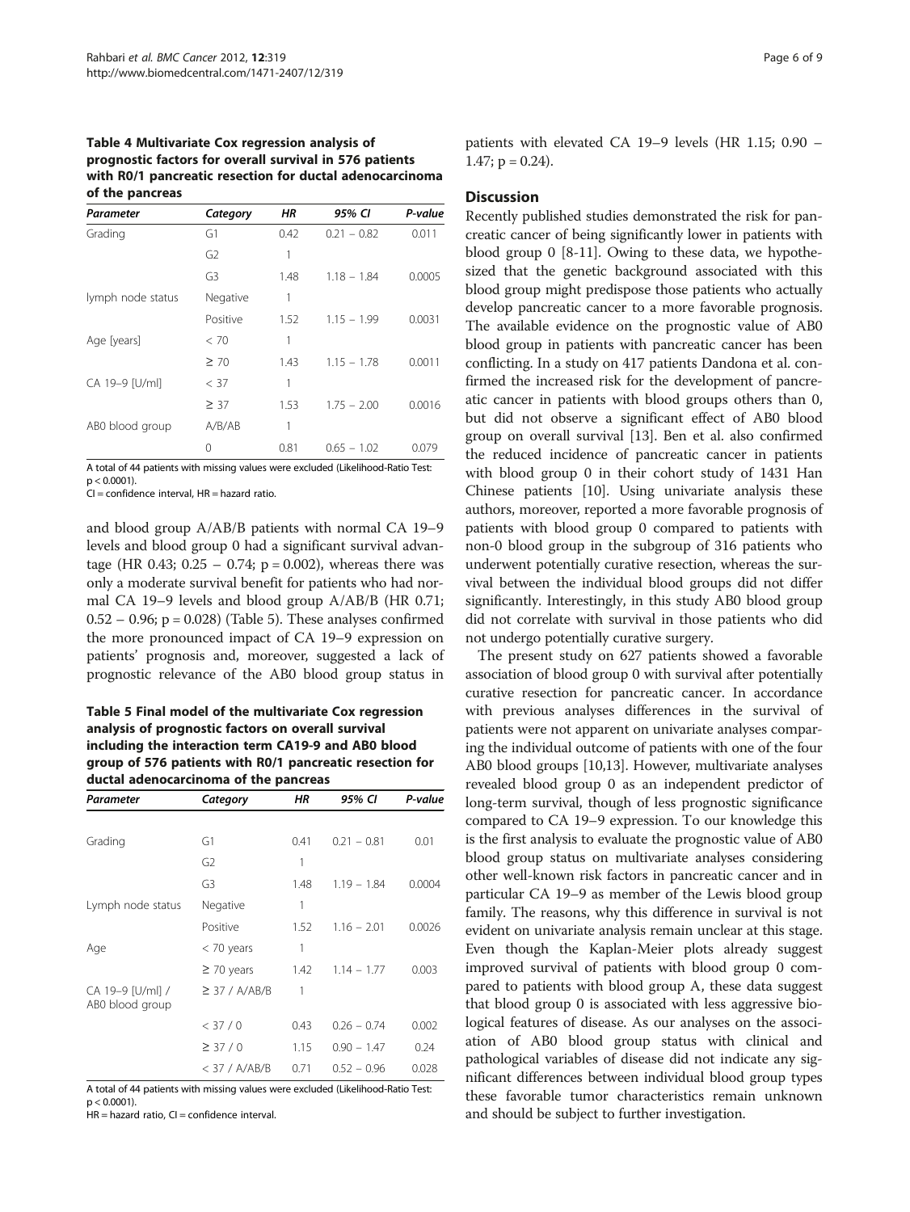**Table 4 Multivariate Cox regression analysis of prognostic factors for overall survival in 576 patients with R0/1 pancreatic resection for ductal adenocarcinoma of the pancreas**

| *Parameter* | *Category* | *HR* | *95% CI* | *P-value* |
|---|---|---|---|---|
| Grading | G1 | 0.42 | 0.21 – 0.82 | 0.011 |
| | G2 | 1 | | |
| | G3 | 1.48 | 1.18 – 1.84 | 0.0005 |
| lymph node status | Negative | 1 | | |
| | Positive | 1.52 | 1.15 – 1.99 | 0.0031 |
| Age [years] | < 70 | 1 | | |
| | ≥ 70 | 1.43 | 1.15 – 1.78 | 0.0011 |
| CA 19–9 [U/ml] | < 37 | 1 | | |
| | ≥ 37 | 1.53 | 1.75 – 2.00 | 0.0016 |
| AB0 blood group | A/B/AB | 1 | | |
| | 0 | 0.81 | 0.65 – 1.02 | 0.079 |

A total of 44 patients with missing values were excluded (Likelihood-Ratio Test: $p < 0.0001$).
CI = confidence interval, HR = hazard ratio.

and blood group A/AB/B patients with normal CA 19–9 levels and blood group 0 had a significant survival advantage (HR 0.43; 0.25 – 0.74; $p = 0.002$), whereas there was only a moderate survival benefit for patients who had normal CA 19–9 levels and blood group A/AB/B (HR 0.71; 0.52 – 0.96; $p = 0.028$) (Table 5). These analyses confirmed the more pronounced impact of CA 19–9 expression on patients' prognosis and, moreover, suggested a lack of prognostic relevance of the AB0 blood group status in patients with elevated CA 19–9 levels (HR 1.15; 0.90 – 1.47; $p = 0.24$).

**Table 5 Final model of the multivariate Cox regression analysis of prognostic factors on overall survival including the interaction term CA19-9 and AB0 blood group of 576 patients with R0/1 pancreatic resection for ductal adenocarcinoma of the pancreas**

| *Parameter* | *Category* | *HR* | *95% CI* | *P-value* |
|---|---|---|---|---|
| Grading | G1 | 0.41 | 0.21 – 0.81 | 0.01 |
| | G2 | 1 | | |
| | G3 | 1.48 | 1.19 – 1.84 | 0.0004 |
| Lymph node status | Negative | 1 | | |
| | Positive | 1.52 | 1.16 – 2.01 | 0.0026 |
| Age | < 70 years | 1 | | |
| | ≥ 70 years | 1.42 | 1.14 – 1.77 | 0.003 |
| CA 19–9 [U/ml] / AB0 blood group | ≥ 37 / A/AB/B | 1 | | |
| | < 37 / 0 | 0.43 | 0.26 – 0.74 | 0.002 |
| | ≥ 37 / 0 | 1.15 | 0.90 – 1.47 | 0.24 |
| | < 37 / A/AB/B | 0.71 | 0.52 – 0.96 | 0.028 |

A total of 44 patients with missing values were excluded (Likelihood-Ratio Test: $p < 0.0001$).
HR = hazard ratio, CI = confidence interval.

## Discussion

Recently published studies demonstrated the risk for pancreatic cancer of being significantly lower in patients with blood group 0 [8-11]. Owing to these data, we hypothesized that the genetic background associated with this blood group might predispose those patients who actually develop pancreatic cancer to a more favorable prognosis. The available evidence on the prognostic value of AB0 blood group in patients with pancreatic cancer has been conflicting. In a study on 417 patients Dandona et al. confirmed the increased risk for the development of pancreatic cancer in patients with blood groups others than 0, but did not observe a significant effect of AB0 blood group on overall survival [13]. Ben et al. also confirmed the reduced incidence of pancreatic cancer in patients with blood group 0 in their cohort study of 1431 Han Chinese patients [10]. Using univariate analysis these authors, moreover, reported a more favorable prognosis of patients with blood group 0 compared to patients with non-0 blood group in the subgroup of 316 patients who underwent potentially curative resection, whereas the survival between the individual blood groups did not differ significantly. Interestingly, in this study AB0 blood group did not correlate with survival in those patients who did not undergo potentially curative surgery.

The present study on 627 patients showed a favorable association of blood group 0 with survival after potentially curative resection for pancreatic cancer. In accordance with previous analyses differences in the survival of patients were not apparent on univariate analyses comparing the individual outcome of patients with one of the four AB0 blood groups [10,13]. However, multivariate analyses revealed blood group 0 as an independent predictor of long-term survival, though of less prognostic significance compared to CA 19–9 expression. To our knowledge this is the first analysis to evaluate the prognostic value of AB0 blood group status on multivariate analyses considering other well-known risk factors in pancreatic cancer and in particular CA 19–9 as member of the Lewis blood group family. The reasons, why this difference in survival is not evident on univariate analysis remain unclear at this stage. Even though the Kaplan-Meier plots already suggest improved survival of patients with blood group 0 compared to patients with blood group A, these data suggest that blood group 0 is associated with less aggressive biological features of disease. As our analyses on the association of AB0 blood group status with clinical and pathological variables of disease did not indicate any significant differences between individual blood group types these favorable tumor characteristics remain unknown and should be subject to further investigation.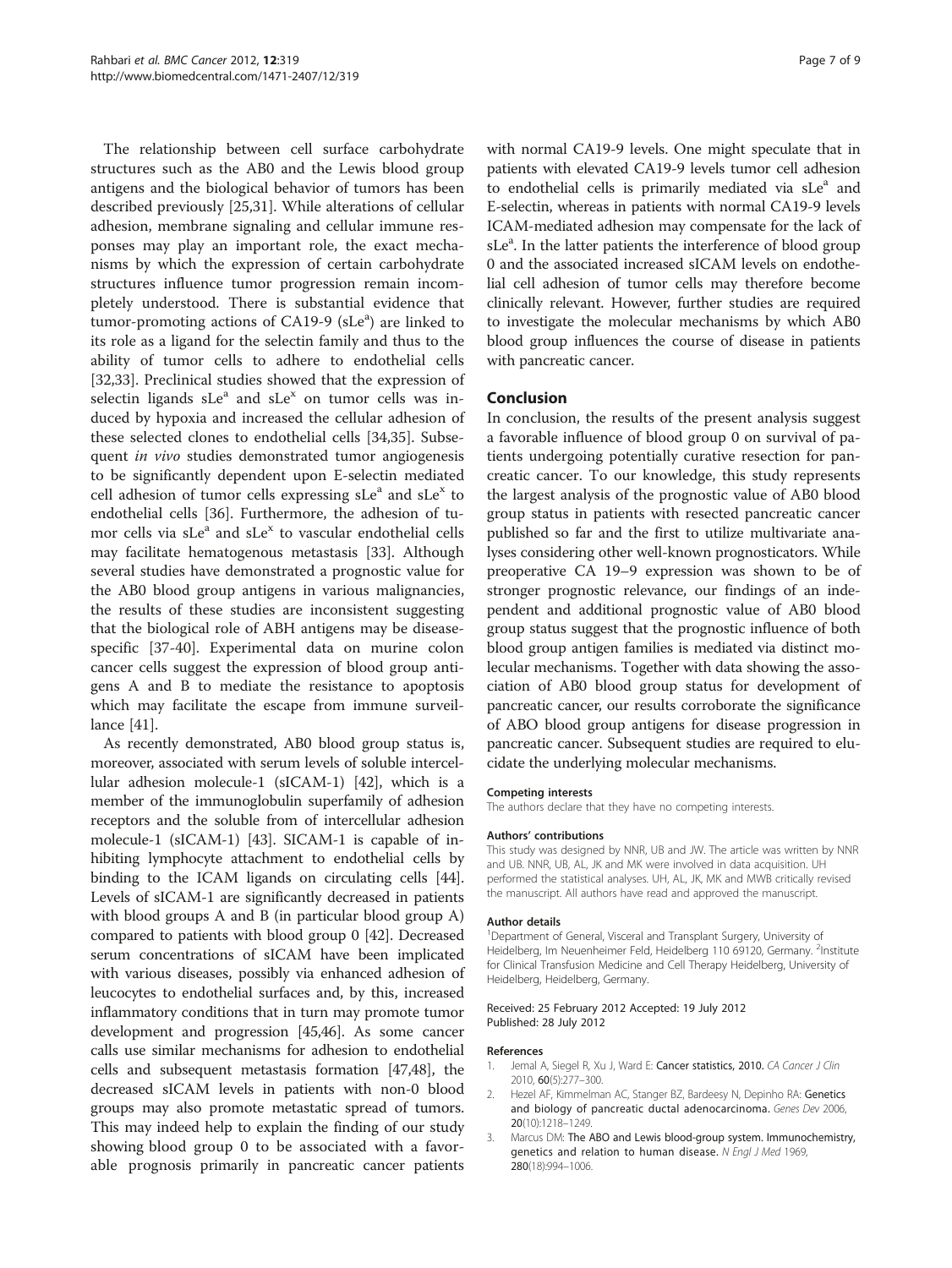The relationship between cell surface carbohydrate structures such as the AB0 and the Lewis blood group antigens and the biological behavior of tumors has been described previously [25,31]. While alterations of cellular adhesion, membrane signaling and cellular immune responses may play an important role, the exact mechanisms by which the expression of certain carbohydrate structures influence tumor progression remain incompletely understood. There is substantial evidence that tumor-promoting actions of CA19-9 (sLe$^a$) are linked to its role as a ligand for the selectin family and thus to the ability of tumor cells to adhere to endothelial cells [32,33]. Preclinical studies showed that the expression of selectin ligands sLe$^a$ and sLe$^x$ on tumor cells was induced by hypoxia and increased the cellular adhesion of these selected clones to endothelial cells [34,35]. Subsequent *in vivo* studies demonstrated tumor angiogenesis to be significantly dependent upon E-selectin mediated cell adhesion of tumor cells expressing sLe$^a$ and sLe$^x$ to endothelial cells [36]. Furthermore, the adhesion of tumor cells via sLe$^a$ and sLe$^x$ to vascular endothelial cells may facilitate hematogenous metastasis [33]. Although several studies have demonstrated a prognostic value for the AB0 blood group antigens in various malignancies, the results of these studies are inconsistent suggesting that the biological role of ABH antigens may be disease-specific [37-40]. Experimental data on murine colon cancer cells suggest the expression of blood group antigens A and B to mediate the resistance to apoptosis which may facilitate the escape from immune surveillance [41].

As recently demonstrated, AB0 blood group status is, moreover, associated with serum levels of soluble intercellular adhesion molecule-1 (sICAM-1) [42], which is a member of the immunoglobulin superfamily of adhesion receptors and the soluble from of intercellular adhesion molecule-1 (sICAM-1) [43]. SICAM-1 is capable of inhibiting lymphocyte attachment to endothelial cells by binding to the ICAM ligands on circulating cells [44]. Levels of sICAM-1 are significantly decreased in patients with blood groups A and B (in particular blood group A) compared to patients with blood group 0 [42]. Decreased serum concentrations of sICAM have been implicated with various diseases, possibly via enhanced adhesion of leucocytes to endothelial surfaces and, by this, increased inflammatory conditions that in turn may promote tumor development and progression [45,46]. As some cancer calls use similar mechanisms for adhesion to endothelial cells and subsequent metastasis formation [47,48], the decreased sICAM levels in patients with non-0 blood groups may also promote metastatic spread of tumors. This may indeed help to explain the finding of our study showing blood group 0 to be associated with a favorable prognosis primarily in pancreatic cancer patients with normal CA19-9 levels. One might speculate that in patients with elevated CA19-9 levels tumor cell adhesion to endothelial cells is primarily mediated via sLe$^a$ and E-selectin, whereas in patients with normal CA19-9 levels ICAM-mediated adhesion may compensate for the lack of sLe$^a$. In the latter patients the interference of blood group 0 and the associated increased sICAM levels on endothelial cell adhesion of tumor cells may therefore become clinically relevant. However, further studies are required to investigate the molecular mechanisms by which AB0 blood group influences the course of disease in patients with pancreatic cancer.

## Conclusion

In conclusion, the results of the present analysis suggest a favorable influence of blood group 0 on survival of patients undergoing potentially curative resection for pancreatic cancer. To our knowledge, this study represents the largest analysis of the prognostic value of AB0 blood group status in patients with resected pancreatic cancer published so far and the first to utilize multivariate analyses considering other well-known prognosticators. While preoperative CA 19–9 expression was shown to be of stronger prognostic relevance, our findings of an independent and additional prognostic value of AB0 blood group status suggest that the prognostic influence of both blood group antigen families is mediated via distinct molecular mechanisms. Together with data showing the association of AB0 blood group status for development of pancreatic cancer, our results corroborate the significance of ABO blood group antigens for disease progression in pancreatic cancer. Subsequent studies are required to elucidate the underlying molecular mechanisms.

#### Competing interests

The authors declare that they have no competing interests.

#### Authors' contributions

This study was designed by NNR, UB and JW. The article was written by NNR and UB. NNR, UB, AL, JK and MK were involved in data acquisition. UH performed the statistical analyses. UH, AL, JK, MK and MWB critically revised the manuscript. All authors have read and approved the manuscript.

#### Author details

[1]Department of General, Visceral and Transplant Surgery, University of Heidelberg, Im Neuenheimer Feld, Heidelberg 110 69120, Germany. [2]Institute for Clinical Transfusion Medicine and Cell Therapy Heidelberg, University of Heidelberg, Heidelberg, Germany.

Received: 25 February 2012 Accepted: 19 July 2012
Published: 28 July 2012

#### References

1. Jemal A, Siegel R, Xu J, Ward E: **Cancer statistics, 2010.** *CA Cancer J Clin* 2010, **60**(5):277–300.
2. Hezel AF, Kimmelman AC, Stanger BZ, Bardeesy N, Depinho RA: **Genetics and biology of pancreatic ductal adenocarcinoma.** *Genes Dev* 2006, **20**(10):1218–1249.
3. Marcus DM: **The ABO and Lewis blood-group system. Immunochemistry, genetics and relation to human disease.** *N Engl J Med* 1969, **280**(18):994–1006.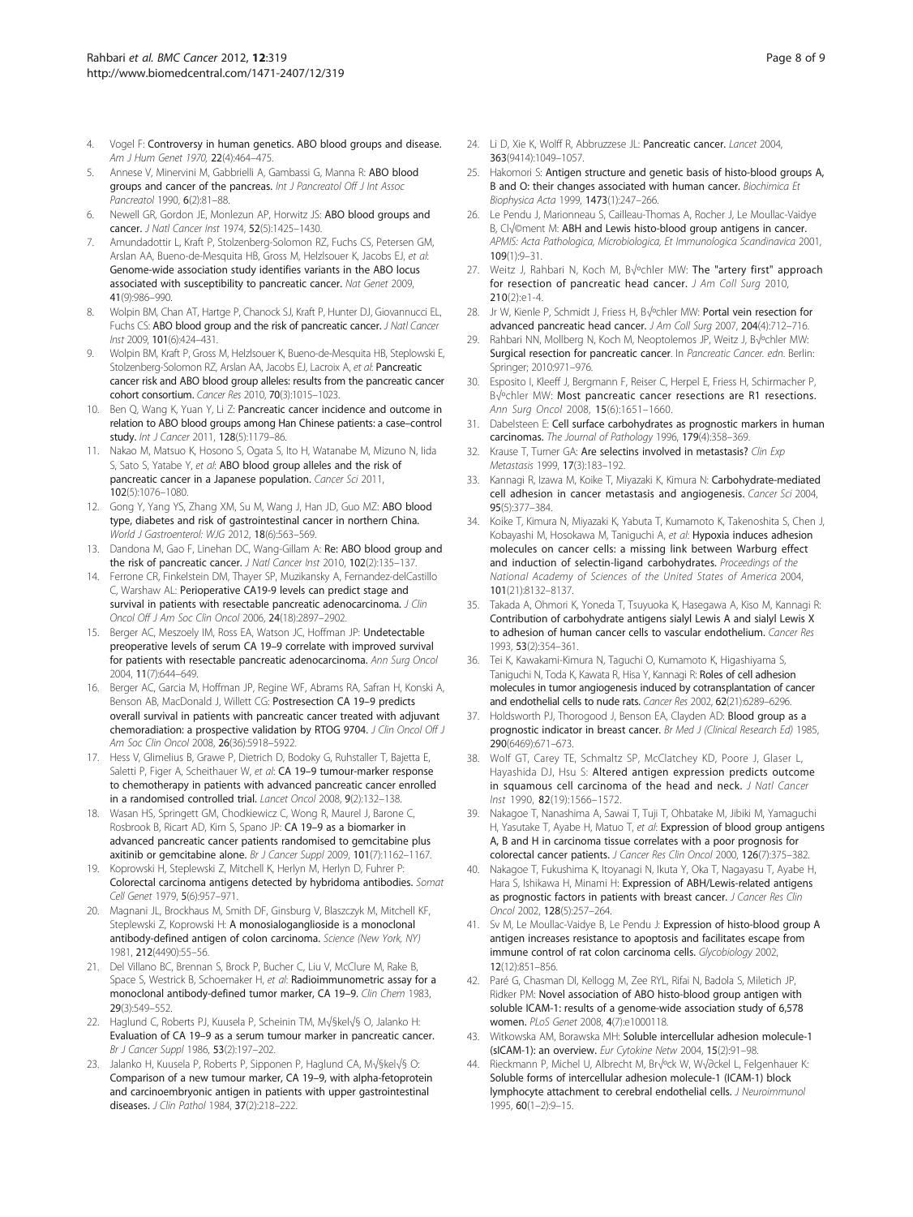4. Vogel F: **Controversy in human genetics. ABO blood groups and disease.** *Am J Hum Genet* 1970, **22**(4):464–475.
5. Annese V, Minervini M, Gabbrielli A, Gambassi G, Manna R: **ABO blood groups and cancer of the pancreas.** *Int J Pancreatol Off J Int Assoc Pancreatol* 1990, **6**(2):81–88.
6. Newell GR, Gordon JE, Monlezun AP, Horwitz JS: **ABO blood groups and cancer.** *J Natl Cancer Inst* 1974, **52**(5):1425–1430.
7. Amundadottir L, Kraft P, Stolzenberg-Solomon RZ, Fuchs CS, Petersen GM, Arslan AA, Bueno-de-Mesquita HB, Gross M, Helzlsouer K, Jacobs EJ, *et al*: **Genome-wide association study identifies variants in the ABO locus associated with susceptibility to pancreatic cancer.** *Nat Genet* 2009, **41**(9):986–990.
8. Wolpin BM, Chan AT, Hartge P, Chanock SJ, Kraft P, Hunter DJ, Giovannucci EL, Fuchs CS: **ABO blood group and the risk of pancreatic cancer.** *J Natl Cancer Inst* 2009, **101**(6):424–431.
9. Wolpin BM, Kraft P, Gross M, Helzlsouer K, Bueno-de-Mesquita HB, Steplowski E, Stolzenberg-Solomon RZ, Arslan AA, Jacobs EJ, Lacroix A, *et al*: **Pancreatic cancer risk and ABO blood group alleles: results from the pancreatic cancer cohort consortium.** *Cancer Res* 2010, **70**(3):1015–1023.
10. Ben Q, Wang K, Yuan Y, Li Z: **Pancreatic cancer incidence and outcome in relation to ABO blood groups among Han Chinese patients: a case–control study.** *Int J Cancer* 2011, **128**(5):1179–86.
11. Nakao M, Matsuo K, Hosono S, Ogata S, Ito H, Watanabe M, Mizuno N, Iida S, Sato S, Yatabe Y, *et al*: **ABO blood group alleles and the risk of pancreatic cancer in a Japanese population.** *Cancer Sci* 2011, **102**(5):1076–1080.
12. Gong Y, Yang YS, Zhang XM, Su M, Wang J, Han JD, Guo MZ: **ABO blood type, diabetes and risk of gastrointestinal cancer in northern China.** *World J Gastroenterol: WJG* 2012, **18**(6):563–569.
13. Dandona M, Gao F, Linehan DC, Wang-Gillam A: **Re: ABO blood group and the risk of pancreatic cancer.** *J Natl Cancer Inst* 2010, **102**(2):135–137.
14. Ferrone CR, Finkelstein DM, Thayer SP, Muzikansky A, Fernandez-delCastillo C, Warshaw AL: **Perioperative CA19-9 levels can predict stage and survival in patients with resectable pancreatic adenocarcinoma.** *J Clin Oncol Off J Am Soc Clin Oncol* 2006, **24**(18):2897–2902.
15. Berger AC, Meszoely IM, Ross EA, Watson JC, Hoffman JP: **Undetectable preoperative levels of serum CA 19–9 correlate with improved survival for patients with resectable pancreatic adenocarcinoma.** *Ann Surg Oncol* 2004, **11**(7):644–649.
16. Berger AC, Garcia M, Hoffman JP, Regine WF, Abrams RA, Safran H, Konski A, Benson AB, MacDonald J, Willett CG: **Postresection CA 19–9 predicts overall survival in patients with pancreatic cancer treated with adjuvant chemoradiation: a prospective validation by RTOG 9704.** *J Clin Oncol Off J Am Soc Clin Oncol* 2008, **26**(36):5918–5922.
17. Hess V, Glimelius B, Grawe P, Dietrich D, Bodoky G, Ruhstaller T, Bajetta E, Saletti P, Figer A, Scheithauer W, *et al*: **CA 19–9 tumour-marker response to chemotherapy in patients with advanced pancreatic cancer enrolled in a randomised controlled trial.** *Lancet Oncol* 2008, **9**(2):132–138.
18. Wasan HS, Springett GM, Chodkiewicz C, Wong R, Maurel J, Barone C, Rosbrook B, Ricart AD, Kim S, Spano JP: **CA 19–9 as a biomarker in advanced pancreatic cancer patients randomised to gemcitabine plus axitinib or gemcitabine alone.** *Br J Cancer Suppl* 2009, **101**(7):1162–1167.
19. Koprowski H, Steplewski Z, Mitchell K, Herlyn M, Herlyn D, Fuhrer P: **Colorectal carcinoma antigens detected by hybridoma antibodies.** *Somat Cell Genet* 1979, **5**(6):957–971.
20. Magnani JL, Brockhaus M, Smith DF, Ginsburg V, Blaszczyk M, Mitchell KF, Steplewski Z, Koprowski H: **A monosialoganglioside is a monoclonal antibody-defined antigen of colon carcinoma.** *Science (New York, NY)* 1981, **212**(4490):55–56.
21. Del Villano BC, Brennan S, Brock P, Bucher C, Liu V, McClure M, Rake B, Space S, Westrick B, Schoemaker H, *et al*: **Radioimmunometric assay for a monoclonal antibody-defined tumor marker, CA 19–9.** *Clin Chem* 1983, **29**(3):549–552.
22. Haglund C, Roberts PJ, Kuusela P, Scheinin TM, M√§kel√§ O, Jalanko H: **Evaluation of CA 19–9 as a serum tumour marker in pancreatic cancer.** *Br J Cancer Suppl* 1986, **53**(2):197–202.
23. Jalanko H, Kuusela P, Roberts P, Sipponen P, Haglund CA, M√§kel√§ O: **Comparison of a new tumour marker, CA 19–9, with alpha-fetoprotein and carcinoembryonic antigen in patients with upper gastrointestinal diseases.** *J Clin Pathol* 1984, **37**(2):218–222.
24. Li D, Xie K, Wolff R, Abbruzzese JL: **Pancreatic cancer.** *Lancet* 2004, **363**(9414):1049–1057.
25. Hakomori S: **Antigen structure and genetic basis of histo-blood groups A, B and O: their changes associated with human cancer.** *Biochimica Et Biophysica Acta* 1999, **1473**(1):247–266.
26. Le Pendu J, Marionneau S, Cailleau-Thomas A, Rocher J, Le Moullac-Vaidye B, Cl√©ment M: **ABH and Lewis histo-blood group antigens in cancer.** *APMIS: Acta Pathologica, Microbiologica, Et Immunologica Scandinavica* 2001, **109**(1):9–31.
27. Weitz J, Rahbari N, Koch M, B√ºchler MW: **The "artery first" approach for resection of pancreatic head cancer.** *J Am Coll Surg* 2010, **210**(2):e1-4.
28. Jr W, Kienle P, Schmidt J, Friess H, B√ºchler MW: **Portal vein resection for advanced pancreatic head cancer.** *J Am Coll Surg* 2007, **204**(4):712–716.
29. Rahbari NN, Mollberg N, Koch M, Neoptolemos JP, Weitz J, B√ºchler MW: **Surgical resection for pancreatic cancer.** In *Pancreatic Cancer. edn.* Berlin: Springer; 2010:971–976.
30. Esposito I, Kleeff J, Bergmann F, Reiser C, Herpel E, Friess H, Schirmacher P, B√ºchler MW: **Most pancreatic cancer resections are R1 resections.** *Ann Surg Oncol* 2008, **15**(6):1651–1660.
31. Dabelsteen E: **Cell surface carbohydrates as prognostic markers in human carcinomas.** *The Journal of Pathology* 1996, **179**(4):358–369.
32. Krause T, Turner GA: **Are selectins involved in metastasis?** *Clin Exp Metastasis* 1999, **17**(3):183–192.
33. Kannagi R, Izawa M, Koike T, Miyazaki K, Kimura N: **Carbohydrate-mediated cell adhesion in cancer metastasis and angiogenesis.** *Cancer Sci* 2004, **95**(5):377–384.
34. Koike T, Kimura N, Miyazaki K, Yabuta T, Kumamoto K, Takenoshita S, Chen J, Kobayashi M, Hosokawa M, Taniguchi A, *et al*: **Hypoxia induces adhesion molecules on cancer cells: a missing link between Warburg effect and induction of selectin-ligand carbohydrates.** *Proceedings of the National Academy of Sciences of the United States of America* 2004, **101**(21):8132–8137.
35. Takada A, Ohmori K, Yoneda T, Tsuyuoka K, Hasegawa A, Kiso M, Kannagi R: **Contribution of carbohydrate antigens sialyl Lewis A and sialyl Lewis X to adhesion of human cancer cells to vascular endothelium.** *Cancer Res* 1993, **53**(2):354–361.
36. Tei K, Kawakami-Kimura N, Taguchi O, Kumamoto K, Higashiyama S, Taniguchi N, Toda K, Kawata R, Hisa Y, Kannagi R: **Roles of cell adhesion molecules in tumor angiogenesis induced by cotransplantation of cancer and endothelial cells to nude rats.** *Cancer Res* 2002, **62**(21):6289–6296.
37. Holdsworth PJ, Thorogood J, Benson EA, Clayden AD: **Blood group as a prognostic indicator in breast cancer.** *Br Med J (Clinical Research Ed)* 1985, **290**(6469):671–673.
38. Wolf GT, Carey TE, Schmaltz SP, McClatchey KD, Poore J, Glaser L, Hayashida DJ, Hsu S: **Altered antigen expression predicts outcome in squamous cell carcinoma of the head and neck.** *J Natl Cancer Inst* 1990, **82**(19):1566–1572.
39. Nakagoe T, Nanashima A, Sawai T, Tuji T, Ohbatake M, Jibiki M, Yamaguchi H, Yasutake T, Ayabe H, Matuo T, *et al*: **Expression of blood group antigens A, B and H in carcinoma tissue correlates with a poor prognosis for colorectal cancer patients.** *J Cancer Res Clin Oncol* 2000, **126**(7):375–382.
40. Nakagoe T, Fukushima K, Itoyanagi N, Ikuta Y, Oka T, Nagayasu T, Ayabe H, Hara S, Ishikawa H, Minami H: **Expression of ABH/Lewis-related antigens as prognostic factors in patients with breast cancer.** *J Cancer Res Clin Oncol* 2002, **128**(5):257–264.
41. Sv M, Le Moullac-Vaidye B, Le Pendu J: **Expression of histo-blood group A antigen increases resistance to apoptosis and facilitates escape from immune control of rat colon carcinoma cells.** *Glycobiology* 2002, **12**(12):851–856.
42. Paré G, Chasman DI, Kellogg M, Zee RYL, Rifai N, Badola S, Miletich JP, Ridker PM: **Novel association of ABO histo-blood group antigen with soluble ICAM-1: results of a genome-wide association study of 6,578 women.** *PLoS Genet* 2008, **4**(7):e1000118.
43. Witkowska AM, Borawska MH: **Soluble intercellular adhesion molecule-1 (sICAM-1): an overview.** *Eur Cytokine Netw* 2004, **15**(2):91–98.
44. Rieckmann P, Michel U, Albrecht M, Br√ºck W, W√∂ckel L, Felgenhauer K: **Soluble forms of intercellular adhesion molecule-1 (ICAM-1) block lymphocyte attachment to cerebral endothelial cells.** *J Neuroimmunol* 1995, **60**(1–2):9–15.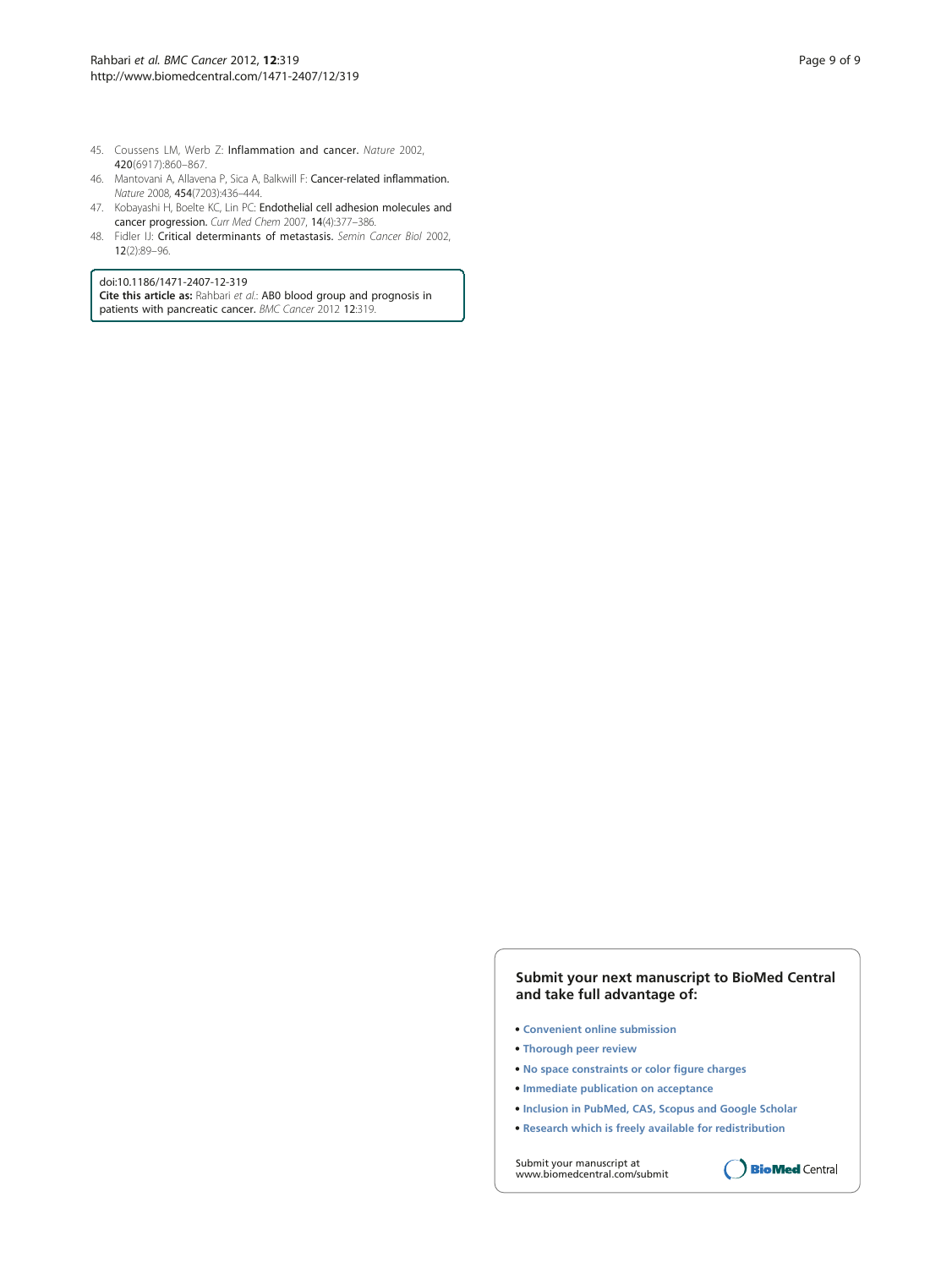45. Coussens LM, Werb Z: **Inflammation and cancer.** *Nature* 2002, **420**(6917):860–867.
46. Mantovani A, Allavena P, Sica A, Balkwill F: **Cancer-related inflammation.** *Nature* 2008, **454**(7203):436–444.
47. Kobayashi H, Boelte KC, Lin PC: **Endothelial cell adhesion molecules and cancer progression.** *Curr Med Chem* 2007, **14**(4):377–386.
48. Fidler IJ: **Critical determinants of metastasis.** *Semin Cancer Biol* 2002, **12**(2):89–96.

doi:10.1186/1471-2407-12-319
**Cite this article as:** Rahbari *et al.*: AB0 blood group and prognosis in patients with pancreatic cancer. *BMC Cancer* 2012 **12**:319.

**Submit your next manuscript to BioMed Central and take full advantage of:**

- **Convenient online submission**
- **Thorough peer review**
- **No space constraints or color figure charges**
- **Immediate publication on acceptance**
- **Inclusion in PubMed, CAS, Scopus and Google Scholar**
- **Research which is freely available for redistribution**

Submit your manuscript at
www.biomedcentral.com/submit

BioMed Central